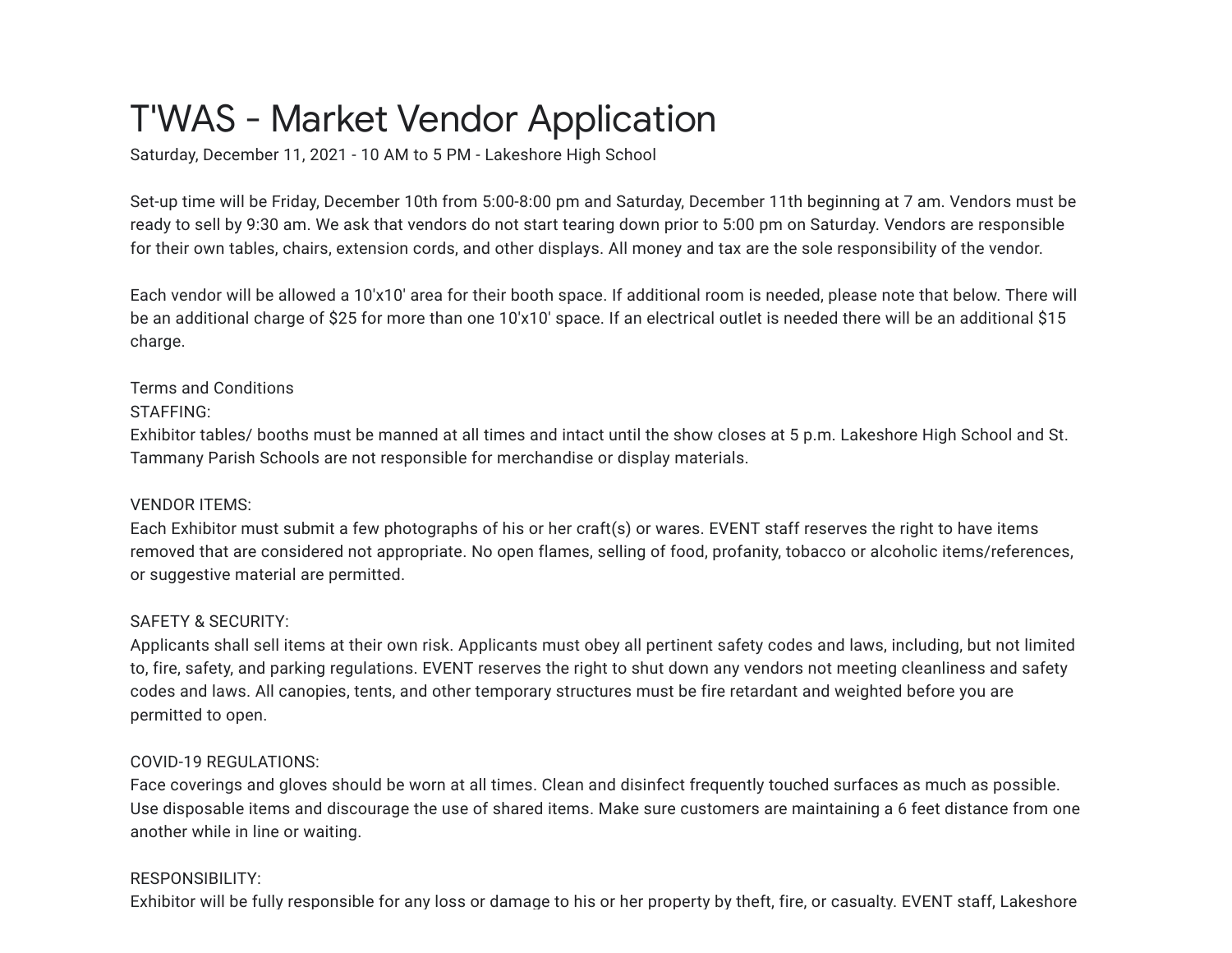# T'WAS - Market Vendor Application

Saturday, December 11, 2021 - 10 AM to 5 PM - Lakeshore High School

Set-up time will be Friday, December 10th from 5:00-8:00 pm and Saturday, December 11th beginning at 7 am. Vendors must be ready to sell by 9:30 am. We ask that vendors do not start tearing down prior to 5:00 pm on Saturday. Vendors are responsible for their own tables, chairs, extension cords, and other displays. All money and tax are the sole responsibility of the vendor.

Each vendor will be allowed a 10'x10' area for their booth space. If additional room is needed, please note that below. There will be an additional charge of $25 for more than one 10'x10' space. If an electrical outlet is needed there will be an additional $15 charge.

Terms and Conditions

STAFFING:
Exhibitor tables/ booths must be manned at all times and intact until the show closes at 5 p.m. Lakeshore High School and St. Tammany Parish Schools are not responsible for merchandise or display materials.

VENDOR ITEMS:
Each Exhibitor must submit a few photographs of his or her craft(s) or wares. EVENT staff reserves the right to have items removed that are considered not appropriate. No open flames, selling of food, profanity, tobacco or alcoholic items/references, or suggestive material are permitted.

SAFETY & SECURITY:
Applicants shall sell items at their own risk. Applicants must obey all pertinent safety codes and laws, including, but not limited to, fire, safety, and parking regulations. EVENT reserves the right to shut down any vendors not meeting cleanliness and safety codes and laws. All canopies, tents, and other temporary structures must be fire retardant and weighted before you are permitted to open.

COVID-19 REGULATIONS:
Face coverings and gloves should be worn at all times. Clean and disinfect frequently touched surfaces as much as possible. Use disposable items and discourage the use of shared items. Make sure customers are maintaining a 6 feet distance from one another while in line or waiting.

RESPONSIBILITY:
Exhibitor will be fully responsible for any loss or damage to his or her property by theft, fire, or casualty. EVENT staff, Lakeshore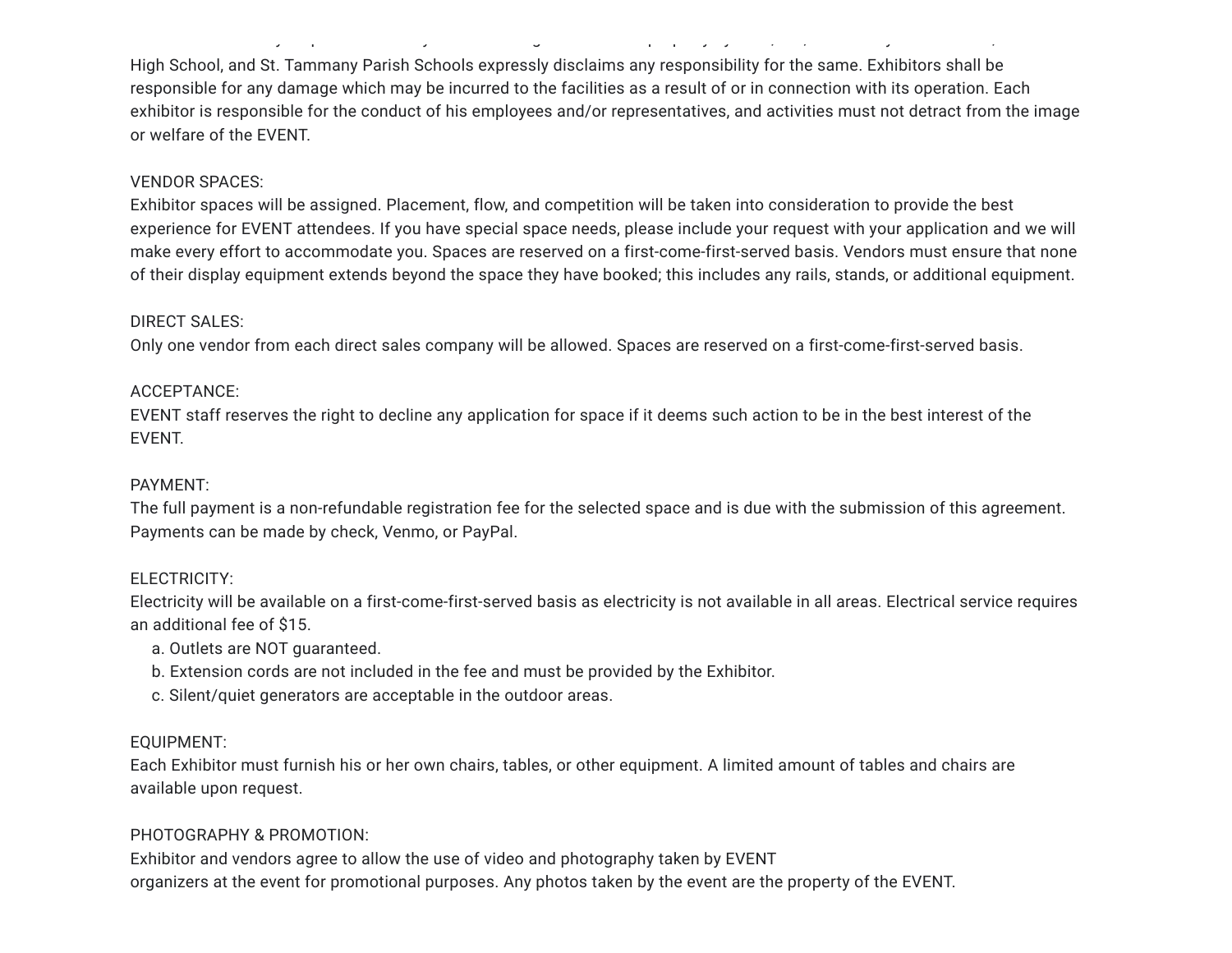High School, and St. Tammany Parish Schools expressly disclaims any responsibility for the same. Exhibitors shall be responsible for any damage which may be incurred to the facilities as a result of or in connection with its operation. Each exhibitor is responsible for the conduct of his employees and/or representatives, and activities must not detract from the image or welfare of the EVENT.

VENDOR SPACES:
Exhibitor spaces will be assigned. Placement, flow, and competition will be taken into consideration to provide the best experience for EVENT attendees. If you have special space needs, please include your request with your application and we will make every effort to accommodate you. Spaces are reserved on a first-come-first-served basis. Vendors must ensure that none of their display equipment extends beyond the space they have booked; this includes any rails, stands, or additional equipment.

DIRECT SALES:
Only one vendor from each direct sales company will be allowed. Spaces are reserved on a first-come-first-served basis.

ACCEPTANCE:
EVENT staff reserves the right to decline any application for space if it deems such action to be in the best interest of the EVENT.

PAYMENT:
The full payment is a non-refundable registration fee for the selected space and is due with the submission of this agreement. Payments can be made by check, Venmo, or PayPal.

ELECTRICITY:
Electricity will be available on a first-come-first-served basis as electricity is not available in all areas. Electrical service requires an additional fee of $15.

a. Outlets are NOT guaranteed.
b. Extension cords are not included in the fee and must be provided by the Exhibitor.
c. Silent/quiet generators are acceptable in the outdoor areas.

EQUIPMENT:
Each Exhibitor must furnish his or her own chairs, tables, or other equipment. A limited amount of tables and chairs are available upon request.

PHOTOGRAPHY & PROMOTION:
Exhibitor and vendors agree to allow the use of video and photography taken by EVENT organizers at the event for promotional purposes. Any photos taken by the event are the property of the EVENT.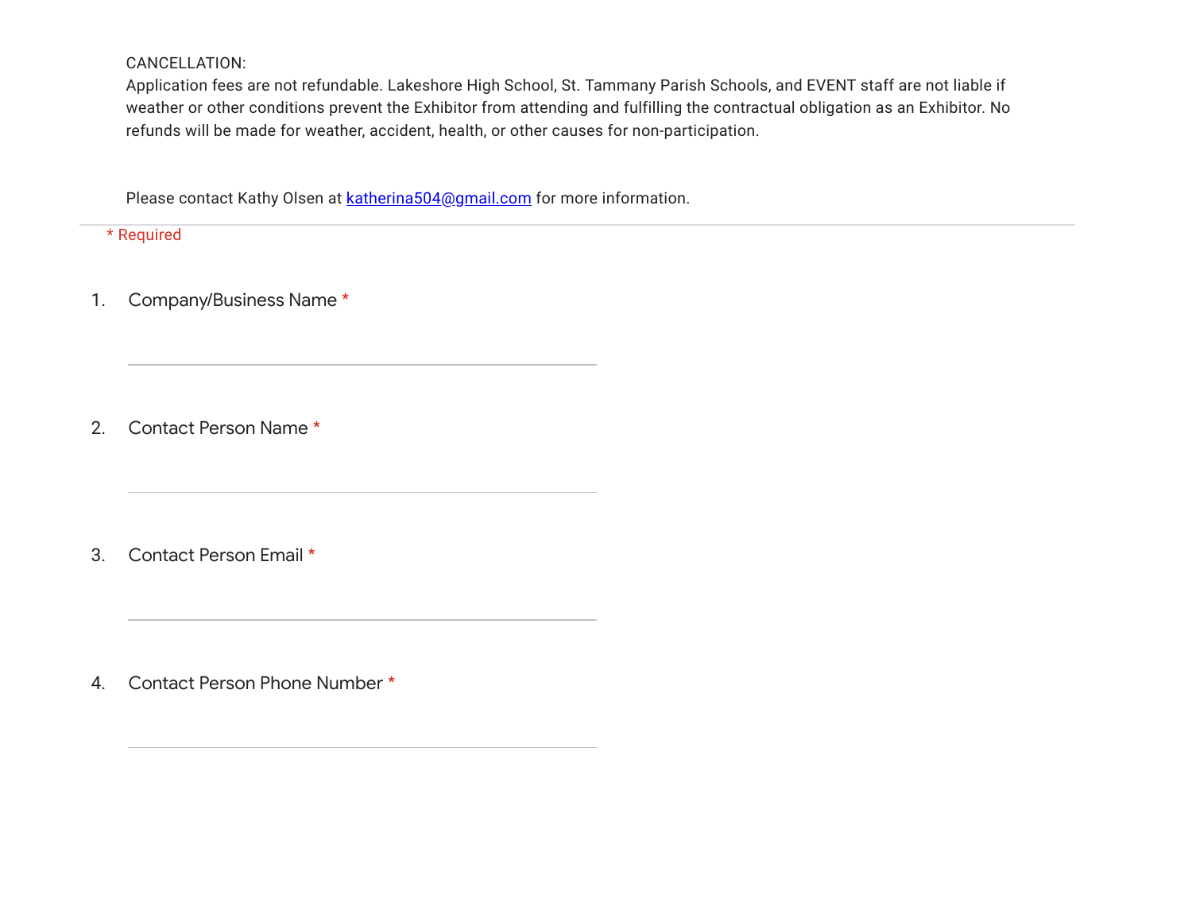CANCELLATION:
Application fees are not refundable. Lakeshore High School, St. Tammany Parish Schools, and EVENT staff are not liable if weather or other conditions prevent the Exhibitor from attending and fulfilling the contractual obligation as an Exhibitor. No refunds will be made for weather, accident, health, or other causes for non-participation.

Please contact Kathy Olsen at [katherina504@gmail.com](mailto:katherina504@gmail.com) for more information.

---

* Required

1. Company/Business Name *

   ____________________

2. Contact Person Name *

   ____________________

3. Contact Person Email *

   ____________________

4. Contact Person Phone Number *

   ____________________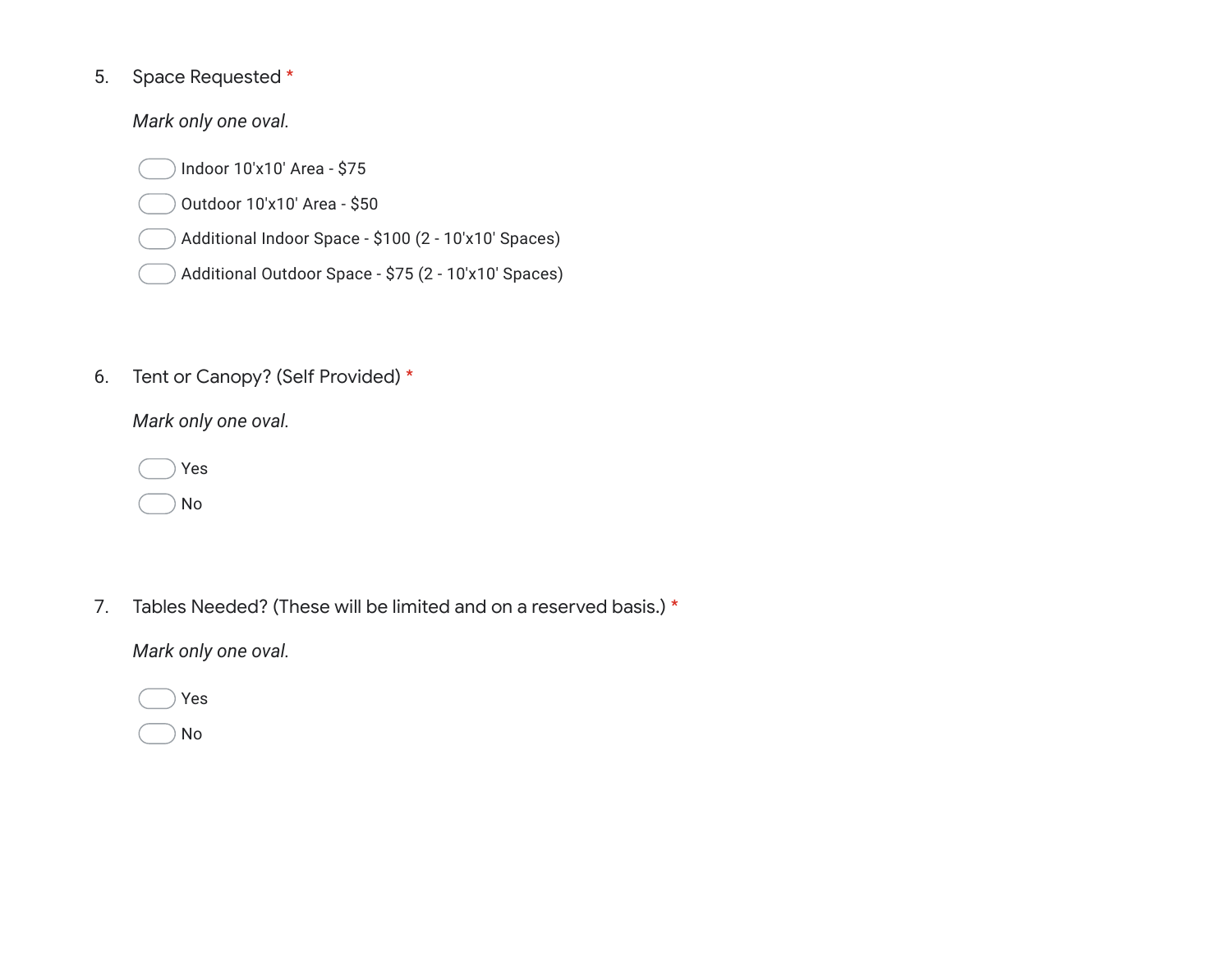5. Space Requested *

*Mark only one oval.*

- Indoor 10'x10' Area - $75
- Outdoor 10'x10' Area - $50
- Additional Indoor Space - $100 (2 - 10'x10' Spaces)
- Additional Outdoor Space - $75 (2 - 10'x10' Spaces)

6. Tent or Canopy? (Self Provided) *

*Mark only one oval.*

- Yes
- No

7. Tables Needed? (These will be limited and on a reserved basis.) *

*Mark only one oval.*

- Yes
- No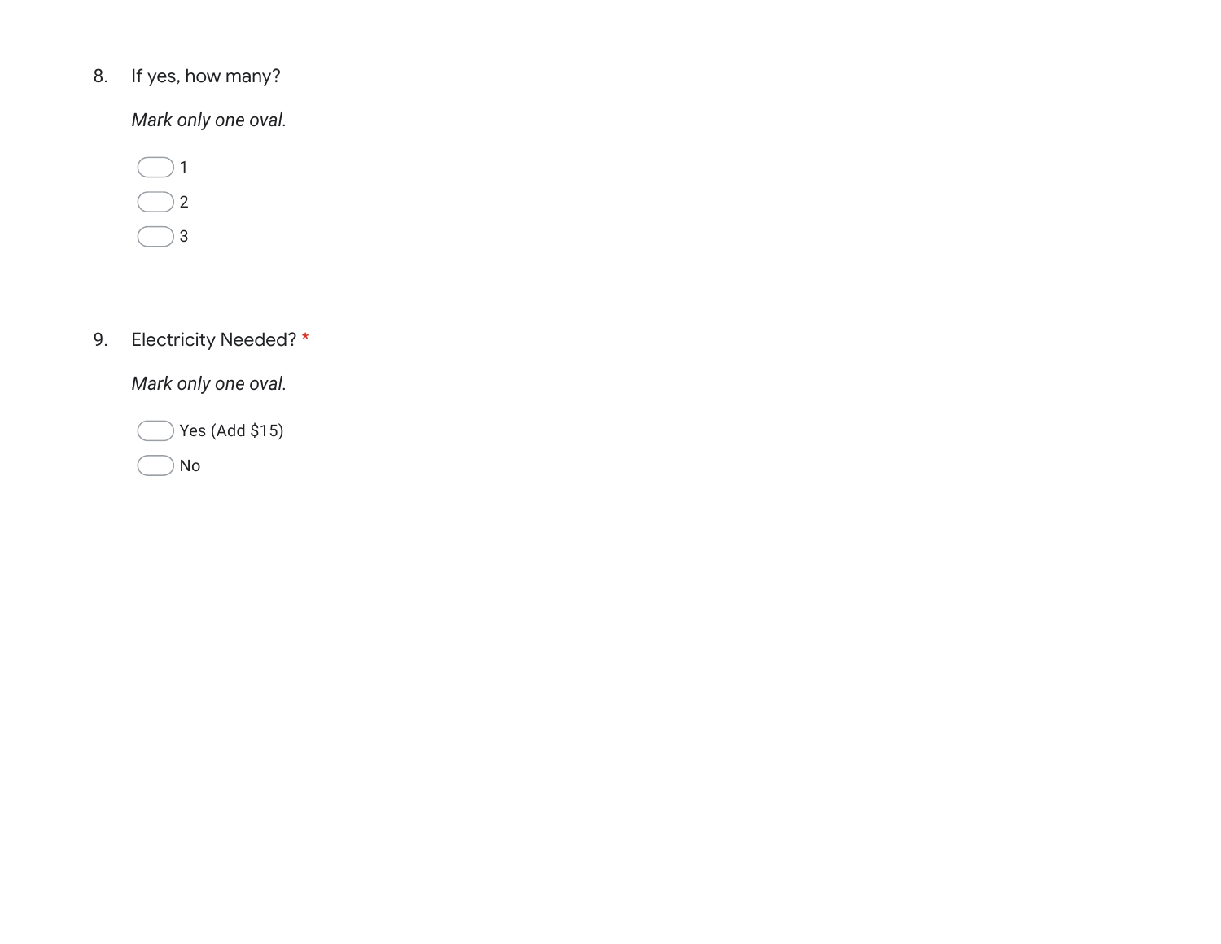8. If yes, how many?

*Mark only one oval.*

- ⬭ 1
- ⬭ 2
- ⬭ 3

9. Electricity Needed? *

*Mark only one oval.*

- ⬭ Yes (Add $15)
- ⬭ No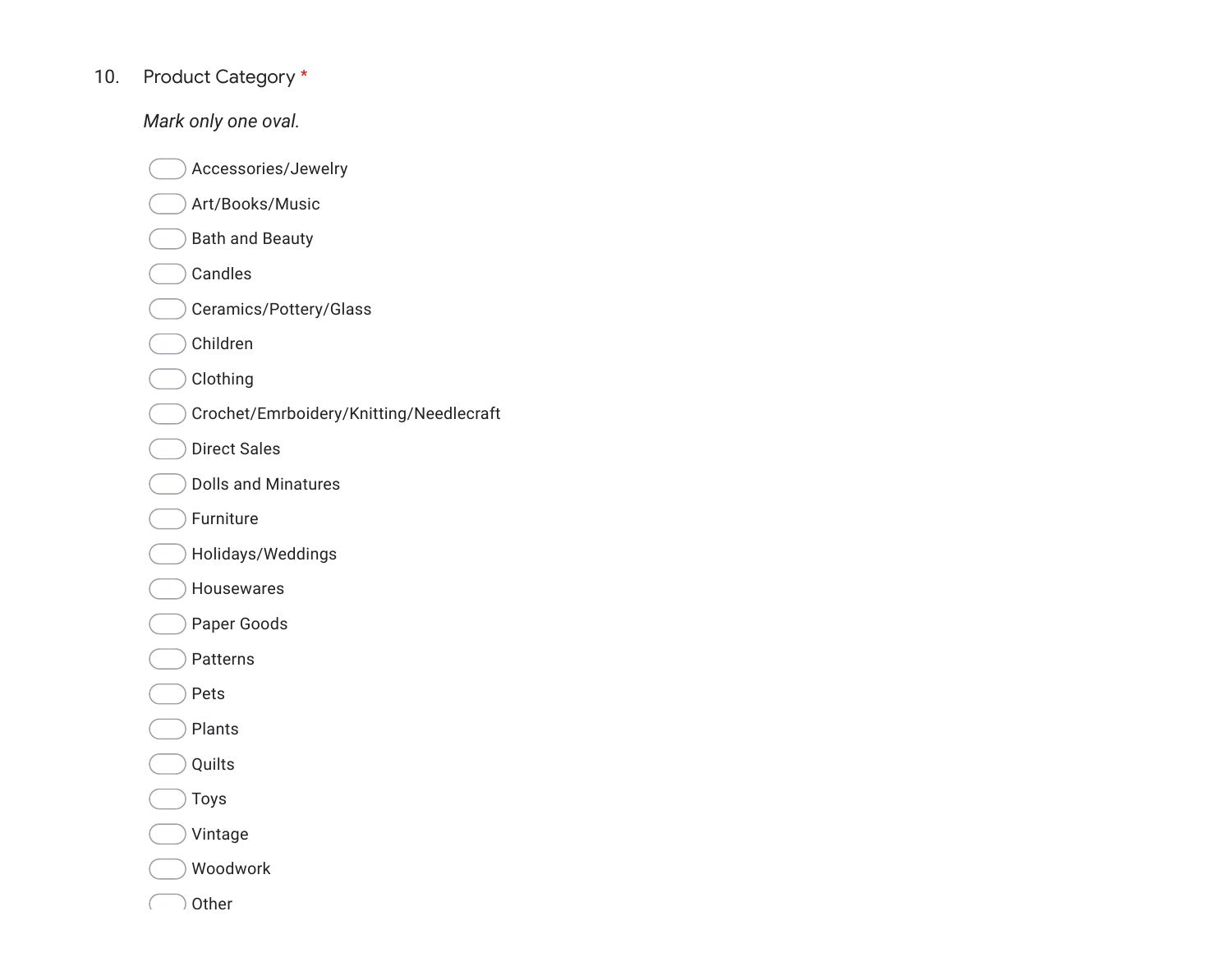10. Product Category *

*Mark only one oval.*

- Accessories/Jewelry
- Art/Books/Music
- Bath and Beauty
- Candles
- Ceramics/Pottery/Glass
- Children
- Clothing
- Crochet/Emrboidery/Knitting/Needlecraft
- Direct Sales
- Dolls and Minatures
- Furniture
- Holidays/Weddings
- Housewares
- Paper Goods
- Patterns
- Pets
- Plants
- Quilts
- Toys
- Vintage
- Woodwork
- Other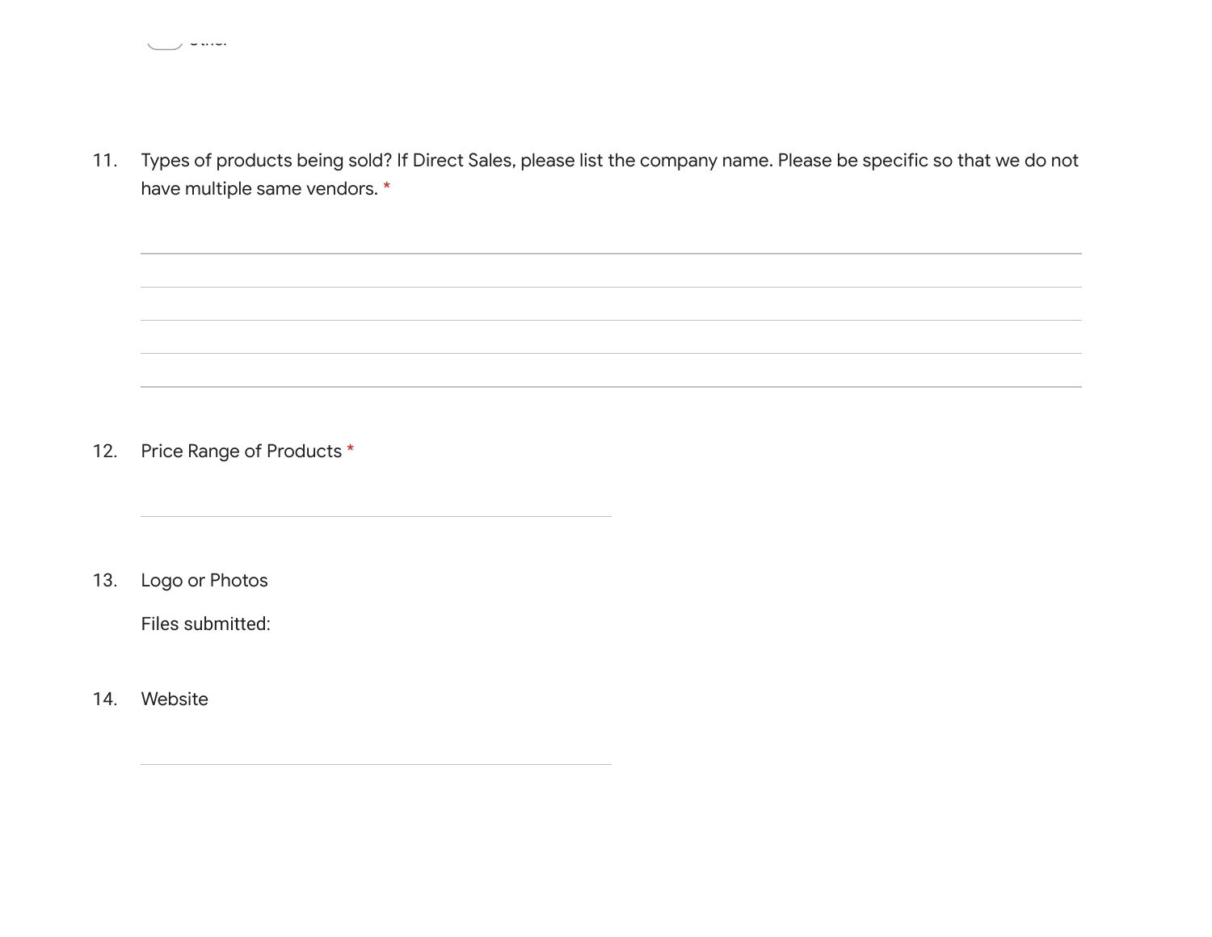11. Types of products being sold? If Direct Sales, please list the company name. Please be specific so that we do not have multiple same vendors. *

12. Price Range of Products *

13. Logo or Photos

    Files submitted:

14. Website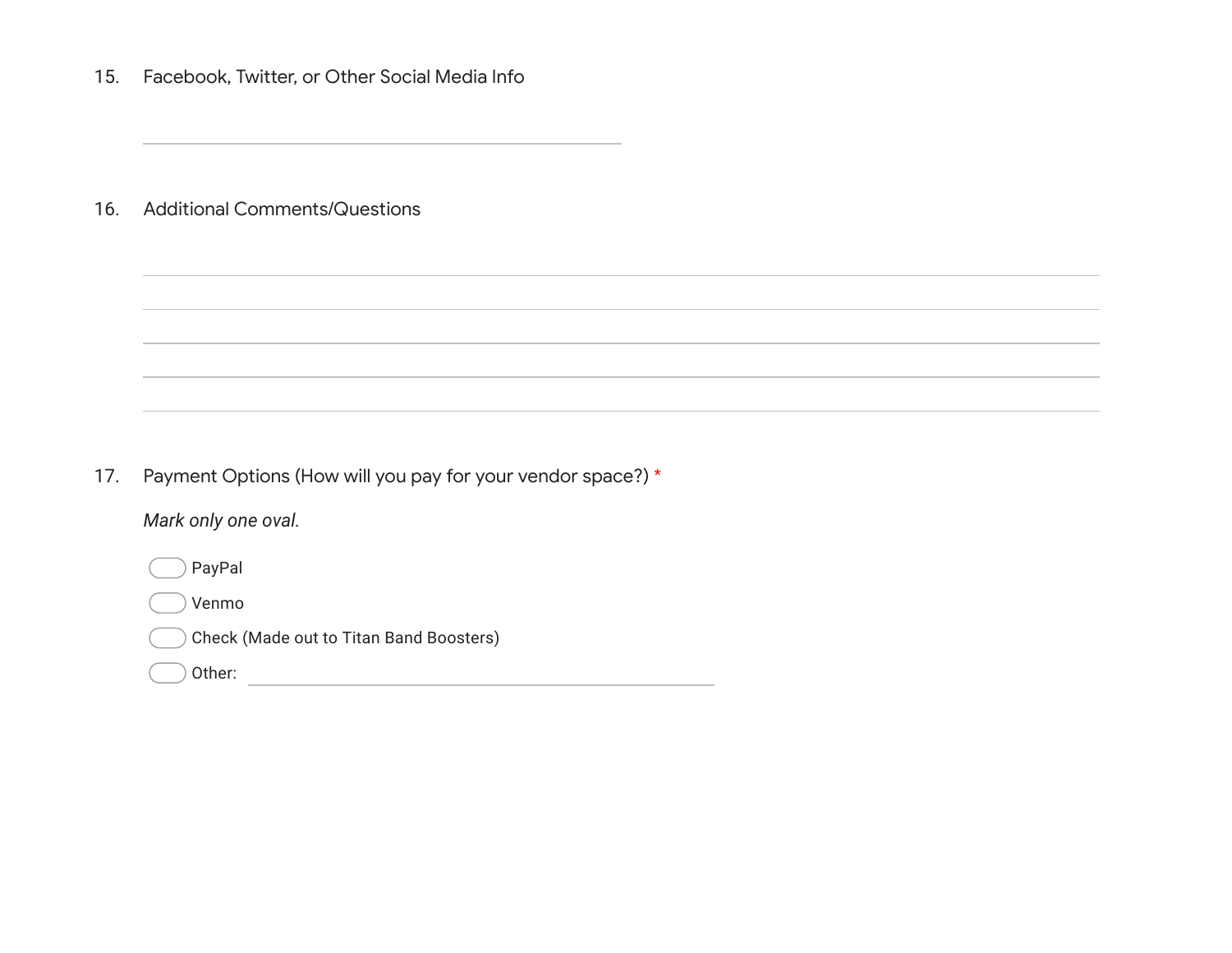15. Facebook, Twitter, or Other Social Media Info

\_\_\_\_\_\_\_\_\_\_\_\_\_\_\_\_\_\_\_\_\_\_\_\_\_\_\_\_\_\_\_\_\_\_\_\_\_\_\_\_

16. Additional Comments/Questions

\_\_\_\_\_\_\_\_\_\_\_\_\_\_\_\_\_\_\_\_\_\_\_\_\_\_\_\_\_\_\_\_\_\_\_\_\_\_\_\_\_\_\_\_\_\_\_\_\_\_\_\_\_\_\_\_\_\_\_\_\_\_\_\_\_\_\_\_\_\_\_\_\_\_\_\_\_\_

\_\_\_\_\_\_\_\_\_\_\_\_\_\_\_\_\_\_\_\_\_\_\_\_\_\_\_\_\_\_\_\_\_\_\_\_\_\_\_\_\_\_\_\_\_\_\_\_\_\_\_\_\_\_\_\_\_\_\_\_\_\_\_\_\_\_\_\_\_\_\_\_\_\_\_\_\_\_

\_\_\_\_\_\_\_\_\_\_\_\_\_\_\_\_\_\_\_\_\_\_\_\_\_\_\_\_\_\_\_\_\_\_\_\_\_\_\_\_\_\_\_\_\_\_\_\_\_\_\_\_\_\_\_\_\_\_\_\_\_\_\_\_\_\_\_\_\_\_\_\_\_\_\_\_\_\_

\_\_\_\_\_\_\_\_\_\_\_\_\_\_\_\_\_\_\_\_\_\_\_\_\_\_\_\_\_\_\_\_\_\_\_\_\_\_\_\_\_\_\_\_\_\_\_\_\_\_\_\_\_\_\_\_\_\_\_\_\_\_\_\_\_\_\_\_\_\_\_\_\_\_\_\_\_\_

\_\_\_\_\_\_\_\_\_\_\_\_\_\_\_\_\_\_\_\_\_\_\_\_\_\_\_\_\_\_\_\_\_\_\_\_\_\_\_\_\_\_\_\_\_\_\_\_\_\_\_\_\_\_\_\_\_\_\_\_\_\_\_\_\_\_\_\_\_\_\_\_\_\_\_\_\_\_

17. Payment Options (How will you pay for your vendor space?) *

*Mark only one oval.*

- ◯ PayPal
- ◯ Venmo
- ◯ Check (Made out to Titan Band Boosters)
- ◯ Other: \_\_\_\_\_\_\_\_\_\_\_\_\_\_\_\_\_\_\_\_\_\_\_\_\_\_\_\_\_\_\_\_\_\_\_\_\_\_\_\_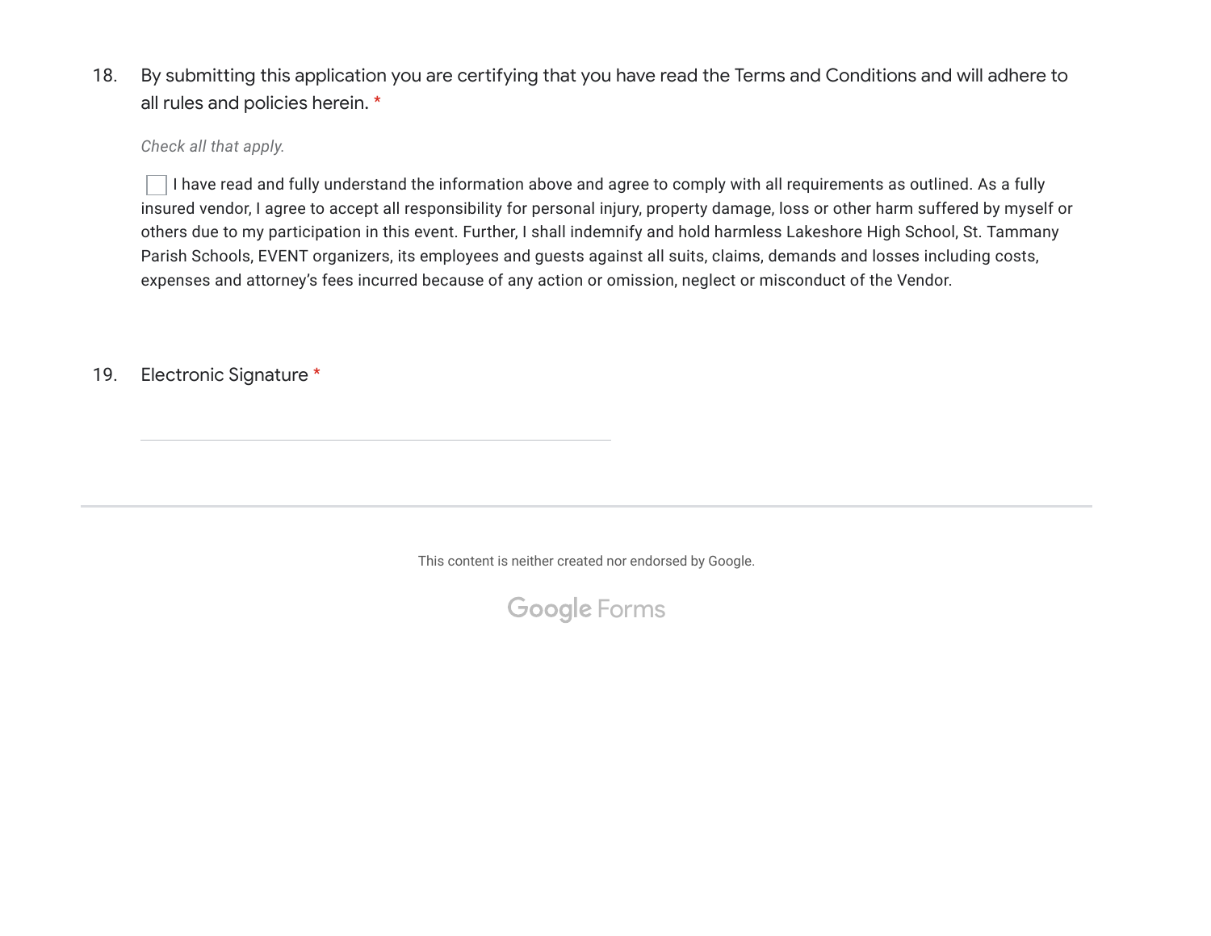18. By submitting this application you are certifying that you have read the Terms and Conditions and will adhere to all rules and policies herein. *

*Check all that apply.*

- [ ] I have read and fully understand the information above and agree to comply with all requirements as outlined. As a fully insured vendor, I agree to accept all responsibility for personal injury, property damage, loss or other harm suffered by myself or others due to my participation in this event. Further, I shall indemnify and hold harmless Lakeshore High School, St. Tammany Parish Schools, EVENT organizers, its employees and guests against all suits, claims, demands and losses including costs, expenses and attorney's fees incurred because of any action or omission, neglect or misconduct of the Vendor.

19. Electronic Signature *

_______________________________________________

This content is neither created nor endorsed by Google.

Google Forms